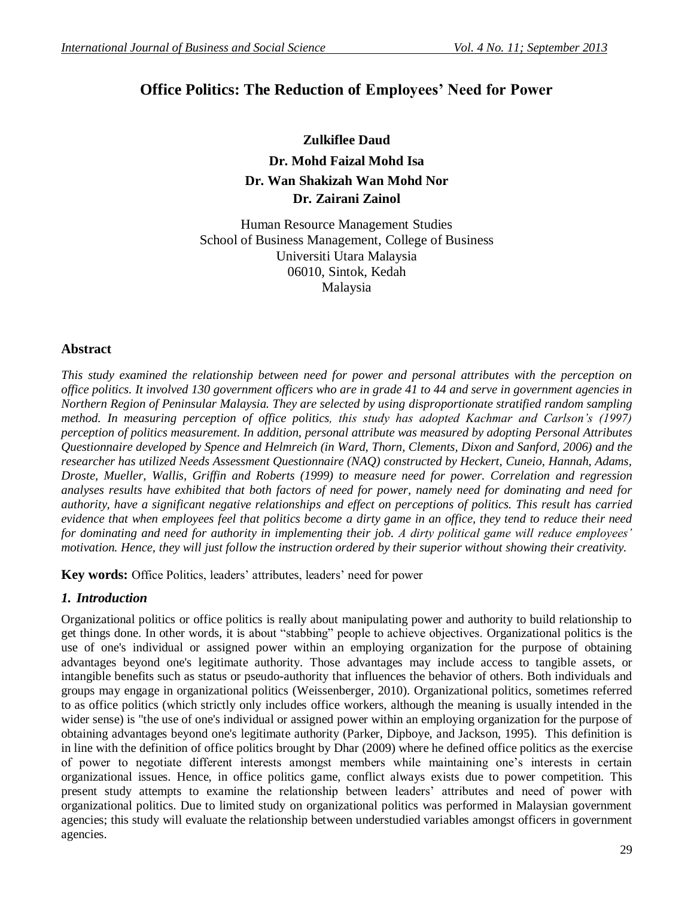# Office Politics: The Reduction of Employees' Need for Power

**Zulkiflee Daud**

**Dr. Mohd Faizal Mohd Isa**

**Dr. Wan Shakizah Wan Mohd Nor**

**Dr. Zairani Zainol**

Human Resource Management Studies
School of Business Management, College of Business
Universiti Utara Malaysia
06010, Sintok, Kedah
Malaysia

## Abstract

*This study examined the relationship between need for power and personal attributes with the perception on office politics. It involved 130 government officers who are in grade 41 to 44 and serve in government agencies in Northern Region of Peninsular Malaysia. They are selected by using disproportionate stratified random sampling method. In measuring perception of office politics, this study has adopted Kachmar and Carlson's (1997) perception of politics measurement. In addition, personal attribute was measured by adopting Personal Attributes Questionnaire developed by Spence and Helmreich (in Ward, Thorn, Clements, Dixon and Sanford, 2006) and the researcher has utilized Needs Assessment Questionnaire (NAQ) constructed by Heckert, Cuneio, Hannah, Adams, Droste, Mueller, Wallis, Griffin and Roberts (1999) to measure need for power. Correlation and regression analyses results have exhibited that both factors of need for power, namely need for dominating and need for authority, have a significant negative relationships and effect on perceptions of politics. This result has carried evidence that when employees feel that politics become a dirty game in an office, they tend to reduce their need for dominating and need for authority in implementing their job. A dirty political game will reduce employees' motivation. Hence, they will just follow the instruction ordered by their superior without showing their creativity.*

**Key words:** Office Politics, leaders' attributes, leaders' need for power

## *1. Introduction*

Organizational politics or office politics is really about manipulating power and authority to build relationship to get things done. In other words, it is about "stabbing" people to achieve objectives. Organizational politics is the use of one's individual or assigned power within an employing organization for the purpose of obtaining advantages beyond one's legitimate authority. Those advantages may include access to tangible assets, or intangible benefits such as status or pseudo-authority that influences the behavior of others. Both individuals and groups may engage in organizational politics (Weissenberger, 2010). Organizational politics, sometimes referred to as office politics (which strictly only includes office workers, although the meaning is usually intended in the wider sense) is "the use of one's individual or assigned power within an employing organization for the purpose of obtaining advantages beyond one's legitimate authority (Parker, Dipboye, and Jackson, 1995). This definition is in line with the definition of office politics brought by Dhar (2009) where he defined office politics as the exercise of power to negotiate different interests amongst members while maintaining one's interests in certain organizational issues. Hence, in office politics game, conflict always exists due to power competition. This present study attempts to examine the relationship between leaders' attributes and need of power with organizational politics. Due to limited study on organizational politics was performed in Malaysian government agencies; this study will evaluate the relationship between understudied variables amongst officers in government agencies.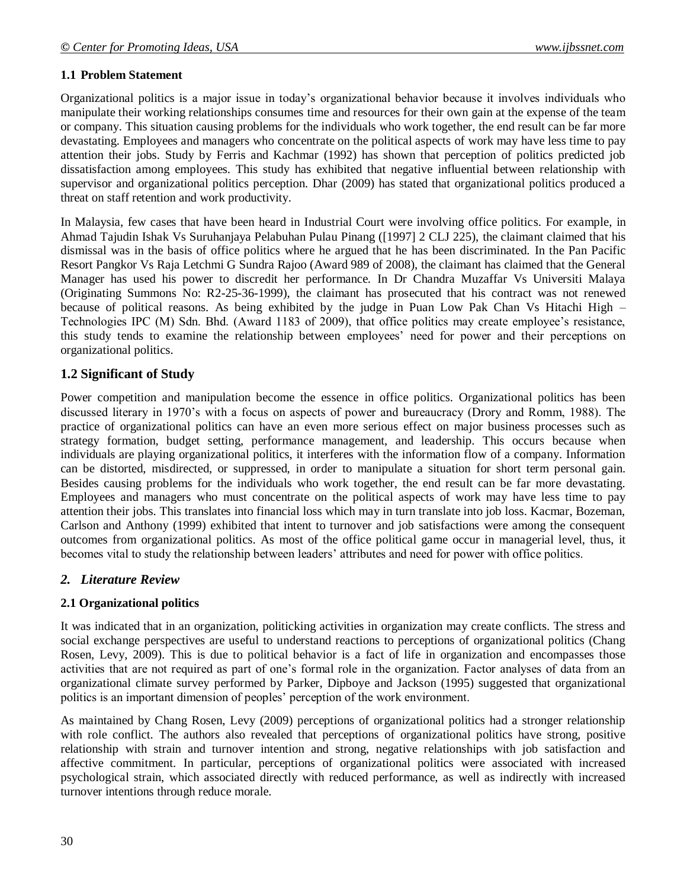### 1.1 Problem Statement

Organizational politics is a major issue in today's organizational behavior because it involves individuals who manipulate their working relationships consumes time and resources for their own gain at the expense of the team or company. This situation causing problems for the individuals who work together, the end result can be far more devastating. Employees and managers who concentrate on the political aspects of work may have less time to pay attention their jobs. Study by Ferris and Kachmar (1992) has shown that perception of politics predicted job dissatisfaction among employees. This study has exhibited that negative influential between relationship with supervisor and organizational politics perception. Dhar (2009) has stated that organizational politics produced a threat on staff retention and work productivity.

In Malaysia, few cases that have been heard in Industrial Court were involving office politics. For example, in Ahmad Tajudin Ishak Vs Suruhanjaya Pelabuhan Pulau Pinang ([1997] 2 CLJ 225), the claimant claimed that his dismissal was in the basis of office politics where he argued that he has been discriminated. In the Pan Pacific Resort Pangkor Vs Raja Letchmi G Sundra Rajoo (Award 989 of 2008), the claimant has claimed that the General Manager has used his power to discredit her performance. In Dr Chandra Muzaffar Vs Universiti Malaya (Originating Summons No: R2-25-36-1999), the claimant has prosecuted that his contract was not renewed because of political reasons. As being exhibited by the judge in Puan Low Pak Chan Vs Hitachi High – Technologies IPC (M) Sdn. Bhd. (Award 1183 of 2009), that office politics may create employee's resistance, this study tends to examine the relationship between employees' need for power and their perceptions on organizational politics.

### 1.2 Significant of Study

Power competition and manipulation become the essence in office politics. Organizational politics has been discussed literary in 1970's with a focus on aspects of power and bureaucracy (Drory and Romm, 1988). The practice of organizational politics can have an even more serious effect on major business processes such as strategy formation, budget setting, performance management, and leadership. This occurs because when individuals are playing organizational politics, it interferes with the information flow of a company. Information can be distorted, misdirected, or suppressed, in order to manipulate a situation for short term personal gain. Besides causing problems for the individuals who work together, the end result can be far more devastating. Employees and managers who must concentrate on the political aspects of work may have less time to pay attention their jobs. This translates into financial loss which may in turn translate into job loss. Kacmar, Bozeman, Carlson and Anthony (1999) exhibited that intent to turnover and job satisfactions were among the consequent outcomes from organizational politics. As most of the office political game occur in managerial level, thus, it becomes vital to study the relationship between leaders' attributes and need for power with office politics.

## *2. Literature Review*

### 2.1 Organizational politics

It was indicated that in an organization, politicking activities in organization may create conflicts. The stress and social exchange perspectives are useful to understand reactions to perceptions of organizational politics (Chang Rosen, Levy, 2009). This is due to political behavior is a fact of life in organization and encompasses those activities that are not required as part of one's formal role in the organization. Factor analyses of data from an organizational climate survey performed by Parker, Dipboye and Jackson (1995) suggested that organizational politics is an important dimension of peoples' perception of the work environment.

As maintained by Chang Rosen, Levy (2009) perceptions of organizational politics had a stronger relationship with role conflict. The authors also revealed that perceptions of organizational politics have strong, positive relationship with strain and turnover intention and strong, negative relationships with job satisfaction and affective commitment. In particular, perceptions of organizational politics were associated with increased psychological strain, which associated directly with reduced performance, as well as indirectly with increased turnover intentions through reduce morale.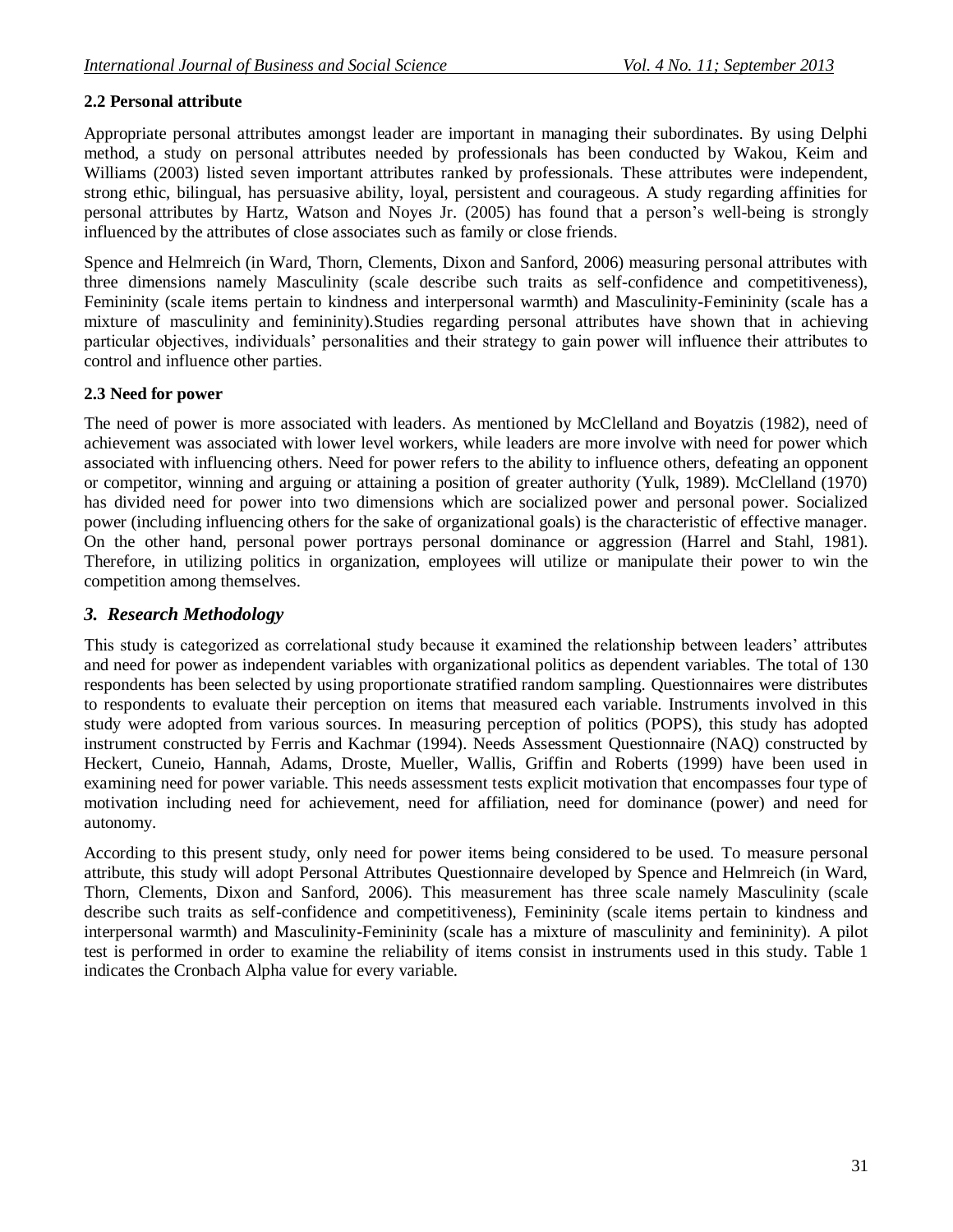### 2.2 Personal attribute

Appropriate personal attributes amongst leader are important in managing their subordinates. By using Delphi method, a study on personal attributes needed by professionals has been conducted by Wakou, Keim and Williams (2003) listed seven important attributes ranked by professionals. These attributes were independent, strong ethic, bilingual, has persuasive ability, loyal, persistent and courageous. A study regarding affinities for personal attributes by Hartz, Watson and Noyes Jr. (2005) has found that a person's well-being is strongly influenced by the attributes of close associates such as family or close friends.

Spence and Helmreich (in Ward, Thorn, Clements, Dixon and Sanford, 2006) measuring personal attributes with three dimensions namely Masculinity (scale describe such traits as self-confidence and competitiveness), Femininity (scale items pertain to kindness and interpersonal warmth) and Masculinity-Femininity (scale has a mixture of masculinity and femininity).Studies regarding personal attributes have shown that in achieving particular objectives, individuals' personalities and their strategy to gain power will influence their attributes to control and influence other parties.

### 2.3 Need for power

The need of power is more associated with leaders. As mentioned by McClelland and Boyatzis (1982), need of achievement was associated with lower level workers, while leaders are more involve with need for power which associated with influencing others. Need for power refers to the ability to influence others, defeating an opponent or competitor, winning and arguing or attaining a position of greater authority (Yulk, 1989). McClelland (1970) has divided need for power into two dimensions which are socialized power and personal power. Socialized power (including influencing others for the sake of organizational goals) is the characteristic of effective manager. On the other hand, personal power portrays personal dominance or aggression (Harrel and Stahl, 1981). Therefore, in utilizing politics in organization, employees will utilize or manipulate their power to win the competition among themselves.

## *3. Research Methodology*

This study is categorized as correlational study because it examined the relationship between leaders' attributes and need for power as independent variables with organizational politics as dependent variables. The total of 130 respondents has been selected by using proportionate stratified random sampling. Questionnaires were distributes to respondents to evaluate their perception on items that measured each variable. Instruments involved in this study were adopted from various sources. In measuring perception of politics (POPS), this study has adopted instrument constructed by Ferris and Kachmar (1994). Needs Assessment Questionnaire (NAQ) constructed by Heckert, Cuneio, Hannah, Adams, Droste, Mueller, Wallis, Griffin and Roberts (1999) have been used in examining need for power variable. This needs assessment tests explicit motivation that encompasses four type of motivation including need for achievement, need for affiliation, need for dominance (power) and need for autonomy.

According to this present study, only need for power items being considered to be used. To measure personal attribute, this study will adopt Personal Attributes Questionnaire developed by Spence and Helmreich (in Ward, Thorn, Clements, Dixon and Sanford, 2006). This measurement has three scale namely Masculinity (scale describe such traits as self-confidence and competitiveness), Femininity (scale items pertain to kindness and interpersonal warmth) and Masculinity-Femininity (scale has a mixture of masculinity and femininity). A pilot test is performed in order to examine the reliability of items consist in instruments used in this study. Table 1 indicates the Cronbach Alpha value for every variable.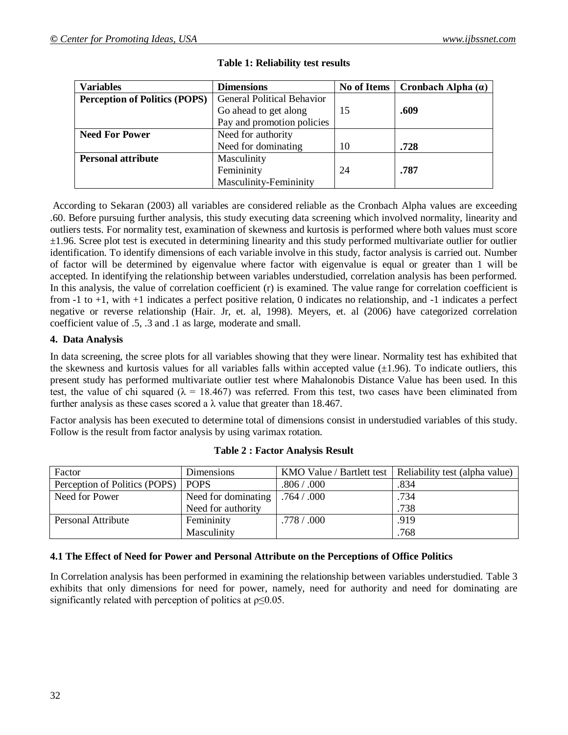**Table 1: Reliability test results**

| Variables | Dimensions | No of Items | Cronbach Alpha (α) |
|---|---|---|---|
| **Perception of Politics (POPS)** | General Political Behavior<br>Go ahead to get along<br>Pay and promotion policies | 15 | **.609** |
| **Need For Power** | Need for authority<br>Need for dominating | 10 | **.728** |
| **Personal attribute** | Masculinity<br>Femininity<br>Masculinity-Femininity | 24 | **.787** |

According to Sekaran (2003) all variables are considered reliable as the Cronbach Alpha values are exceeding .60. Before pursuing further analysis, this study executing data screening which involved normality, linearity and outliers tests. For normality test, examination of skewness and kurtosis is performed where both values must score ±1.96. Scree plot test is executed in determining linearity and this study performed multivariate outlier for outlier identification. To identify dimensions of each variable involve in this study, factor analysis is carried out. Number of factor will be determined by eigenvalue where factor with eigenvalue is equal or greater than 1 will be accepted. In identifying the relationship between variables understudied, correlation analysis has been performed. In this analysis, the value of correlation coefficient (r) is examined. The value range for correlation coefficient is from -1 to +1, with +1 indicates a perfect positive relation, 0 indicates no relationship, and -1 indicates a perfect negative or reverse relationship (Hair. Jr, et. al, 1998). Meyers, et. al (2006) have categorized correlation coefficient value of .5, .3 and .1 as large, moderate and small.

## 4. Data Analysis

In data screening, the scree plots for all variables showing that they were linear. Normality test has exhibited that the skewness and kurtosis values for all variables falls within accepted value (±1.96). To indicate outliers, this present study has performed multivariate outlier test where Mahalonobis Distance Value has been used. In this test, the value of chi squared ($\lambda$ = 18.467) was referred. From this test, two cases have been eliminated from further analysis as these cases scored a $\lambda$ value that greater than 18.467.

Factor analysis has been executed to determine total of dimensions consist in understudied variables of this study. Follow is the result from factor analysis by using varimax rotation.

**Table 2 : Factor Analysis Result**

| Factor | Dimensions | KMO Value / Bartlett test | Reliability test (alpha value) |
|---|---|---|---|
| Perception of Politics (POPS) | POPS | .806 / .000 | .834 |
| Need for Power | Need for dominating<br>Need for authority | .764 / .000 | .734<br>.738 |
| Personal Attribute | Femininity<br>Masculinity | .778 / .000 | .919<br>.768 |

### 4.1 The Effect of Need for Power and Personal Attribute on the Perceptions of Office Politics

In Correlation analysis has been performed in examining the relationship between variables understudied. Table 3 exhibits that only dimensions for need for power, namely, need for authority and need for dominating are significantly related with perception of politics at $\rho \leq 0.05$.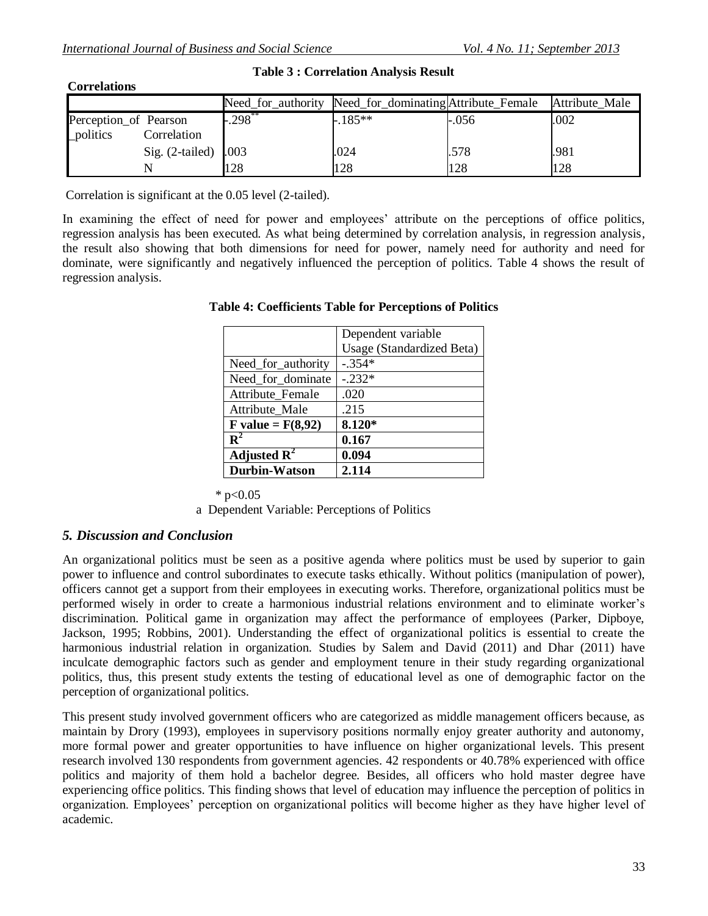**Table 3 : Correlation Analysis Result**

**Correlations**

| | | Need_for_authority | Need_for_dominating | Attribute_Female | Attribute_Male |
|---|---|---|---|---|---|
| Perception_of _politics | Pearson Correlation | -.298** | -.185** | -.056 | .002 |
| | Sig. (2-tailed) | .003 | .024 | .578 | .981 |
| | N | 128 | 128 | 128 | 128 |

Correlation is significant at the 0.05 level (2-tailed).

In examining the effect of need for power and employees' attribute on the perceptions of office politics, regression analysis has been executed. As what being determined by correlation analysis, in regression analysis, the result also showing that both dimensions for need for power, namely need for authority and need for dominate, were significantly and negatively influenced the perception of politics. Table 4 shows the result of regression analysis.

**Table 4: Coefficients Table for Perceptions of Politics**

| | Dependent variable Usage (Standardized Beta) |
|---|---|
| Need_for_authority | -.354* |
| Need_for_dominate | -.232* |
| Attribute_Female | .020 |
| Attribute_Male | .215 |
| **F value = F(8,92)** | **8.120*** |
| **$R^2$** | **0.167** |
| **Adjusted $R^2$** | **0.094** |
| **Durbin-Watson** | **2.114** |

\* $p<0.05$

a Dependent Variable: Perceptions of Politics

## *5. Discussion and Conclusion*

An organizational politics must be seen as a positive agenda where politics must be used by superior to gain power to influence and control subordinates to execute tasks ethically. Without politics (manipulation of power), officers cannot get a support from their employees in executing works. Therefore, organizational politics must be performed wisely in order to create a harmonious industrial relations environment and to eliminate worker's discrimination. Political game in organization may affect the performance of employees (Parker, Dipboye, Jackson, 1995; Robbins, 2001). Understanding the effect of organizational politics is essential to create the harmonious industrial relation in organization. Studies by Salem and David (2011) and Dhar (2011) have inculcate demographic factors such as gender and employment tenure in their study regarding organizational politics, thus, this present study extents the testing of educational level as one of demographic factor on the perception of organizational politics.

This present study involved government officers who are categorized as middle management officers because, as maintain by Drory (1993), employees in supervisory positions normally enjoy greater authority and autonomy, more formal power and greater opportunities to have influence on higher organizational levels. This present research involved 130 respondents from government agencies. 42 respondents or 40.78% experienced with office politics and majority of them hold a bachelor degree. Besides, all officers who hold master degree have experiencing office politics. This finding shows that level of education may influence the perception of politics in organization. Employees' perception on organizational politics will become higher as they have higher level of academic.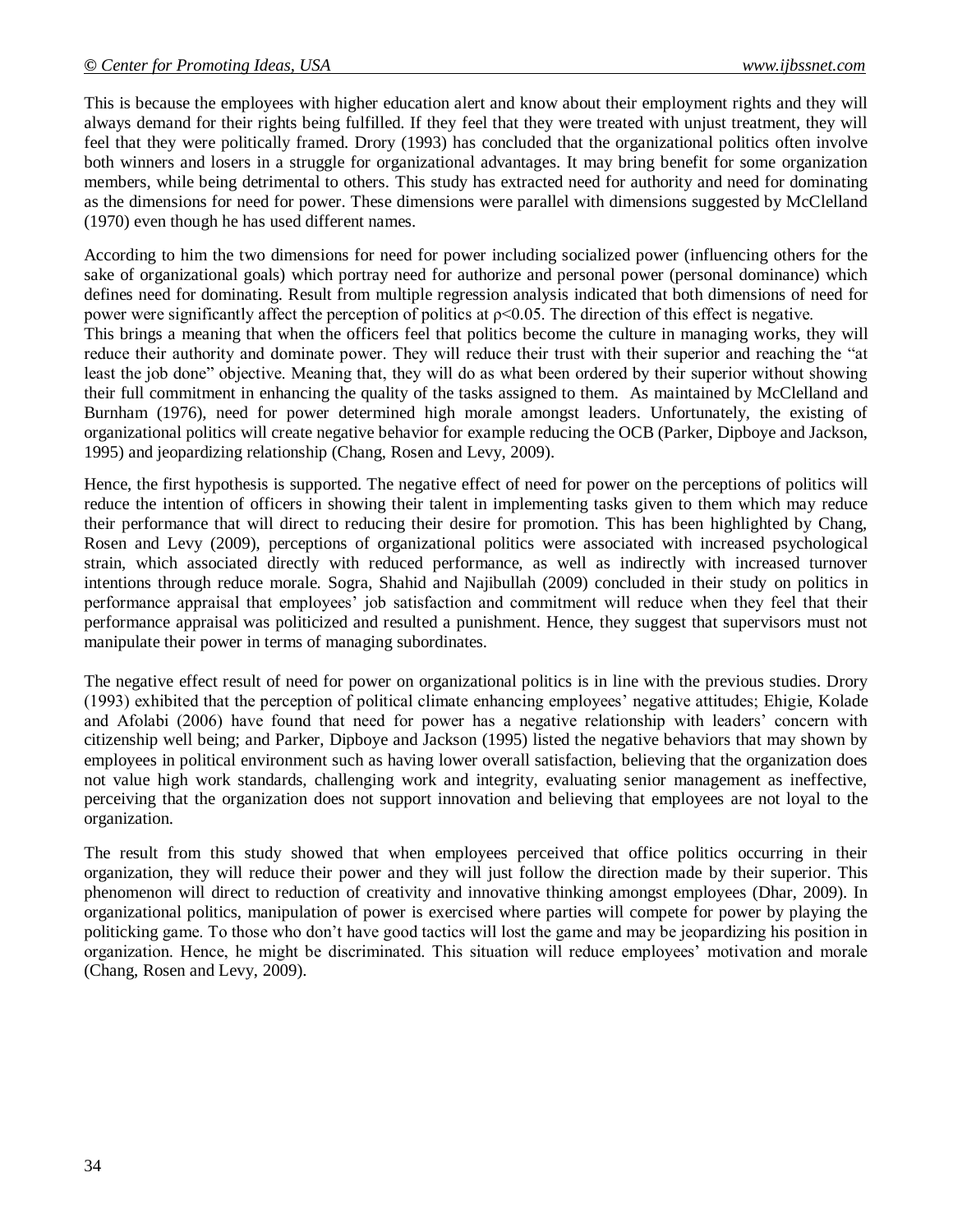This is because the employees with higher education alert and know about their employment rights and they will always demand for their rights being fulfilled. If they feel that they were treated with unjust treatment, they will feel that they were politically framed. Drory (1993) has concluded that the organizational politics often involve both winners and losers in a struggle for organizational advantages. It may bring benefit for some organization members, while being detrimental to others. This study has extracted need for authority and need for dominating as the dimensions for need for power. These dimensions were parallel with dimensions suggested by McClelland (1970) even though he has used different names.

According to him the two dimensions for need for power including socialized power (influencing others for the sake of organizational goals) which portray need for authorize and personal power (personal dominance) which defines need for dominating. Result from multiple regression analysis indicated that both dimensions of need for power were significantly affect the perception of politics at $\rho<0.05$. The direction of this effect is negative.
This brings a meaning that when the officers feel that politics become the culture in managing works, they will reduce their authority and dominate power. They will reduce their trust with their superior and reaching the "at least the job done" objective. Meaning that, they will do as what been ordered by their superior without showing their full commitment in enhancing the quality of the tasks assigned to them. As maintained by McClelland and Burnham (1976), need for power determined high morale amongst leaders. Unfortunately, the existing of organizational politics will create negative behavior for example reducing the OCB (Parker, Dipboye and Jackson, 1995) and jeopardizing relationship (Chang, Rosen and Levy, 2009).

Hence, the first hypothesis is supported. The negative effect of need for power on the perceptions of politics will reduce the intention of officers in showing their talent in implementing tasks given to them which may reduce their performance that will direct to reducing their desire for promotion. This has been highlighted by Chang, Rosen and Levy (2009), perceptions of organizational politics were associated with increased psychological strain, which associated directly with reduced performance, as well as indirectly with increased turnover intentions through reduce morale. Sogra, Shahid and Najibullah (2009) concluded in their study on politics in performance appraisal that employees' job satisfaction and commitment will reduce when they feel that their performance appraisal was politicized and resulted a punishment. Hence, they suggest that supervisors must not manipulate their power in terms of managing subordinates.

The negative effect result of need for power on organizational politics is in line with the previous studies. Drory (1993) exhibited that the perception of political climate enhancing employees' negative attitudes; Ehigie, Kolade and Afolabi (2006) have found that need for power has a negative relationship with leaders' concern with citizenship well being; and Parker, Dipboye and Jackson (1995) listed the negative behaviors that may shown by employees in political environment such as having lower overall satisfaction, believing that the organization does not value high work standards, challenging work and integrity, evaluating senior management as ineffective, perceiving that the organization does not support innovation and believing that employees are not loyal to the organization.

The result from this study showed that when employees perceived that office politics occurring in their organization, they will reduce their power and they will just follow the direction made by their superior. This phenomenon will direct to reduction of creativity and innovative thinking amongst employees (Dhar, 2009). In organizational politics, manipulation of power is exercised where parties will compete for power by playing the politicking game. To those who don't have good tactics will lost the game and may be jeopardizing his position in organization. Hence, he might be discriminated. This situation will reduce employees' motivation and morale (Chang, Rosen and Levy, 2009).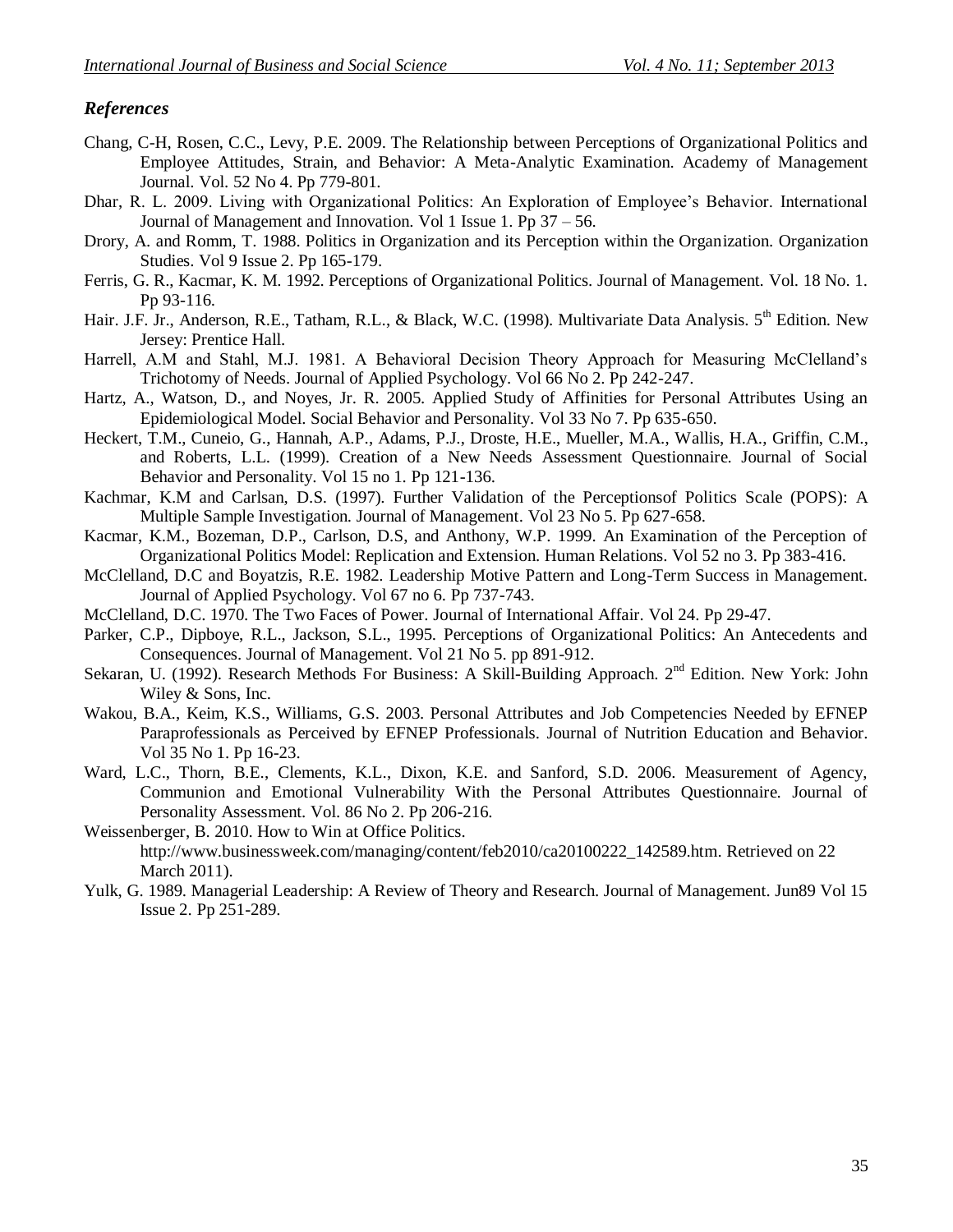### *References*

Chang, C-H, Rosen, C.C., Levy, P.E. 2009. The Relationship between Perceptions of Organizational Politics and Employee Attitudes, Strain, and Behavior: A Meta-Analytic Examination. Academy of Management Journal. Vol. 52 No 4. Pp 779-801.

Dhar, R. L. 2009. Living with Organizational Politics: An Exploration of Employee's Behavior. International Journal of Management and Innovation. Vol 1 Issue 1. Pp 37 – 56.

Drory, A. and Romm, T. 1988. Politics in Organization and its Perception within the Organization. Organization Studies. Vol 9 Issue 2. Pp 165-179.

Ferris, G. R., Kacmar, K. M. 1992. Perceptions of Organizational Politics. Journal of Management. Vol. 18 No. 1. Pp 93-116.

Hair. J.F. Jr., Anderson, R.E., Tatham, R.L., & Black, W.C. (1998). Multivariate Data Analysis. 5th Edition. New Jersey: Prentice Hall.

Harrell, A.M and Stahl, M.J. 1981. A Behavioral Decision Theory Approach for Measuring McClelland's Trichotomy of Needs. Journal of Applied Psychology. Vol 66 No 2. Pp 242-247.

Hartz, A., Watson, D., and Noyes, Jr. R. 2005. Applied Study of Affinities for Personal Attributes Using an Epidemiological Model. Social Behavior and Personality. Vol 33 No 7. Pp 635-650.

Heckert, T.M., Cuneio, G., Hannah, A.P., Adams, P.J., Droste, H.E., Mueller, M.A., Wallis, H.A., Griffin, C.M., and Roberts, L.L. (1999). Creation of a New Needs Assessment Questionnaire. Journal of Social Behavior and Personality. Vol 15 no 1. Pp 121-136.

Kachmar, K.M and Carlsan, D.S. (1997). Further Validation of the Perceptionsof Politics Scale (POPS): A Multiple Sample Investigation. Journal of Management. Vol 23 No 5. Pp 627-658.

Kacmar, K.M., Bozeman, D.P., Carlson, D.S, and Anthony, W.P. 1999. An Examination of the Perception of Organizational Politics Model: Replication and Extension. Human Relations. Vol 52 no 3. Pp 383-416.

McClelland, D.C and Boyatzis, R.E. 1982. Leadership Motive Pattern and Long-Term Success in Management. Journal of Applied Psychology. Vol 67 no 6. Pp 737-743.

McClelland, D.C. 1970. The Two Faces of Power. Journal of International Affair. Vol 24. Pp 29-47.

Parker, C.P., Dipboye, R.L., Jackson, S.L., 1995. Perceptions of Organizational Politics: An Antecedents and Consequences. Journal of Management. Vol 21 No 5. pp 891-912.

Sekaran, U. (1992). Research Methods For Business: A Skill-Building Approach. 2nd Edition. New York: John Wiley & Sons, Inc.

Wakou, B.A., Keim, K.S., Williams, G.S. 2003. Personal Attributes and Job Competencies Needed by EFNEP Paraprofessionals as Perceived by EFNEP Professionals. Journal of Nutrition Education and Behavior. Vol 35 No 1. Pp 16-23.

Ward, L.C., Thorn, B.E., Clements, K.L., Dixon, K.E. and Sanford, S.D. 2006. Measurement of Agency, Communion and Emotional Vulnerability With the Personal Attributes Questionnaire. Journal of Personality Assessment. Vol. 86 No 2. Pp 206-216.

Weissenberger, B. 2010. How to Win at Office Politics. http://www.businessweek.com/managing/content/feb2010/ca20100222_142589.htm. Retrieved on 22 March 2011).

Yulk, G. 1989. Managerial Leadership: A Review of Theory and Research. Journal of Management. Jun89 Vol 15 Issue 2. Pp 251-289.